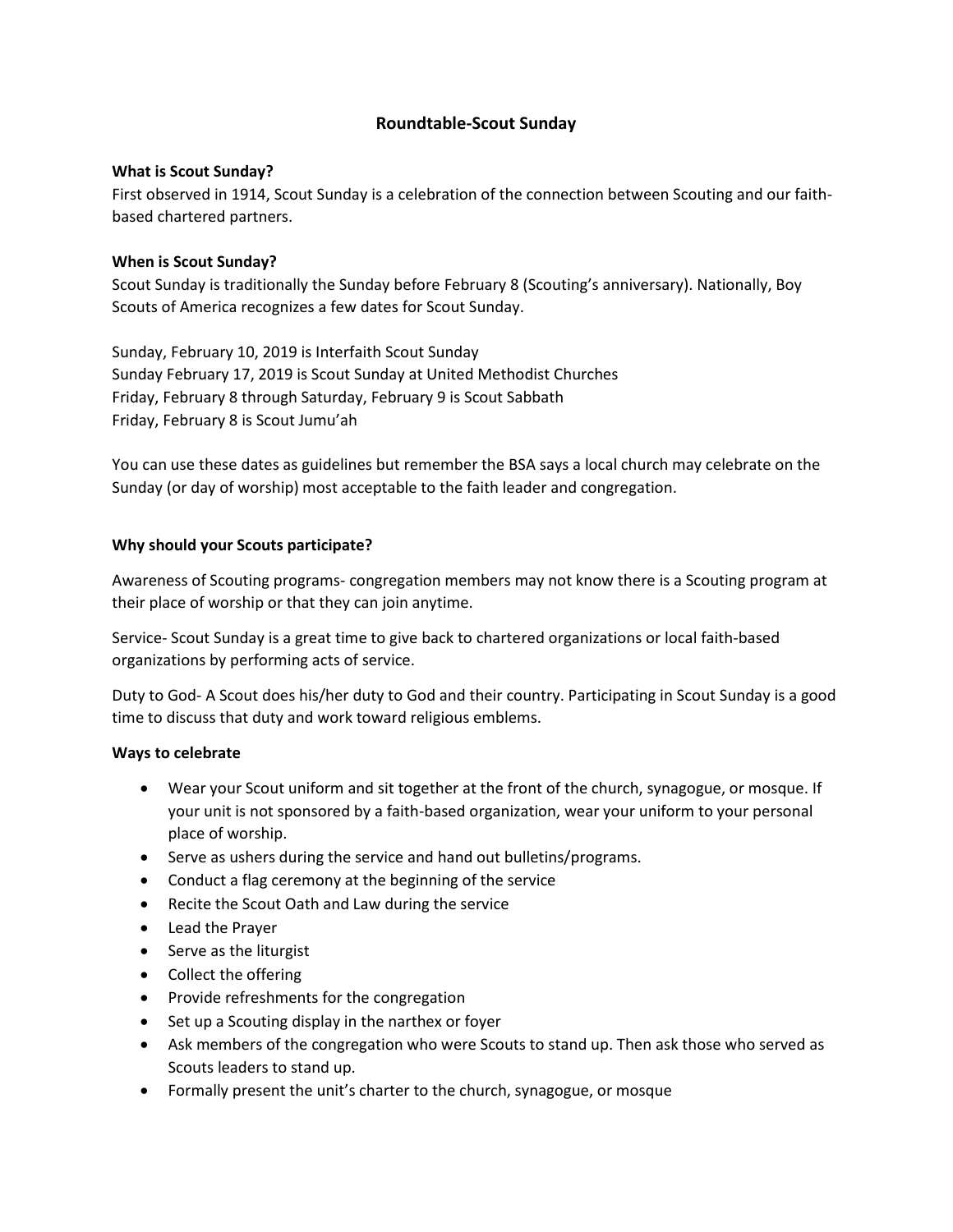# Roundtable-Scout Sunday

**What is Scout Sunday?**

First observed in 1914, Scout Sunday is a celebration of the connection between Scouting and our faith-based chartered partners.

**When is Scout Sunday?**

Scout Sunday is traditionally the Sunday before February 8 (Scouting's anniversary). Nationally, Boy Scouts of America recognizes a few dates for Scout Sunday.

Sunday, February 10, 2019 is Interfaith Scout Sunday
Sunday February 17, 2019 is Scout Sunday at United Methodist Churches
Friday, February 8 through Saturday, February 9 is Scout Sabbath
Friday, February 8 is Scout Jumu'ah

You can use these dates as guidelines but remember the BSA says a local church may celebrate on the Sunday (or day of worship) most acceptable to the faith leader and congregation.

**Why should your Scouts participate?**

Awareness of Scouting programs- congregation members may not know there is a Scouting program at their place of worship or that they can join anytime.

Service- Scout Sunday is a great time to give back to chartered organizations or local faith-based organizations by performing acts of service.

Duty to God- A Scout does his/her duty to God and their country. Participating in Scout Sunday is a good time to discuss that duty and work toward religious emblems.

**Ways to celebrate**

- Wear your Scout uniform and sit together at the front of the church, synagogue, or mosque. If your unit is not sponsored by a faith-based organization, wear your uniform to your personal place of worship.
- Serve as ushers during the service and hand out bulletins/programs.
- Conduct a flag ceremony at the beginning of the service
- Recite the Scout Oath and Law during the service
- Lead the Prayer
- Serve as the liturgist
- Collect the offering
- Provide refreshments for the congregation
- Set up a Scouting display in the narthex or foyer
- Ask members of the congregation who were Scouts to stand up. Then ask those who served as Scouts leaders to stand up.
- Formally present the unit's charter to the church, synagogue, or mosque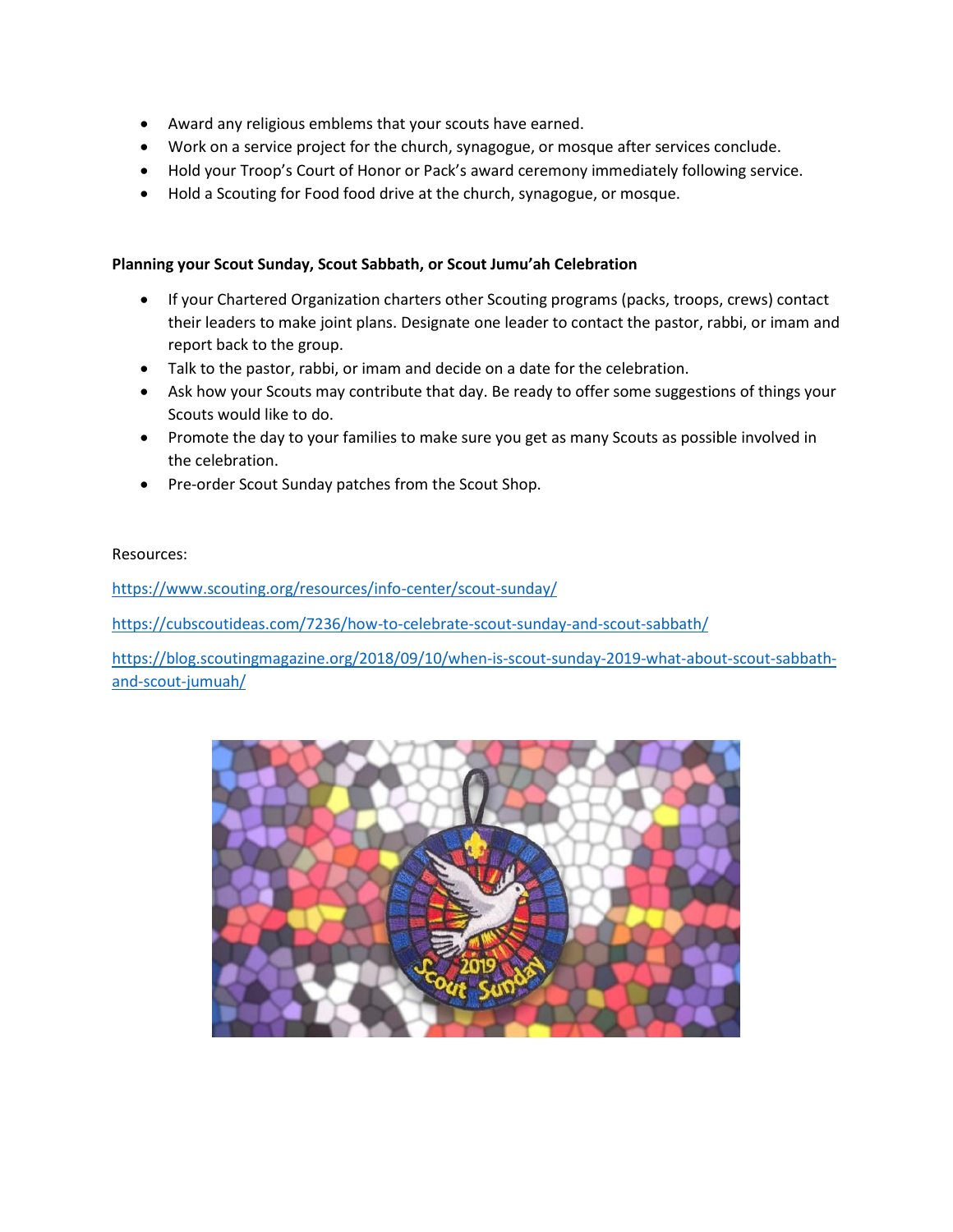- Award any religious emblems that your scouts have earned.
- Work on a service project for the church, synagogue, or mosque after services conclude.
- Hold your Troop's Court of Honor or Pack's award ceremony immediately following service.
- Hold a Scouting for Food food drive at the church, synagogue, or mosque.

**Planning your Scout Sunday, Scout Sabbath, or Scout Jumu'ah Celebration**

- If your Chartered Organization charters other Scouting programs (packs, troops, crews) contact their leaders to make joint plans. Designate one leader to contact the pastor, rabbi, or imam and report back to the group.
- Talk to the pastor, rabbi, or imam and decide on a date for the celebration.
- Ask how your Scouts may contribute that day. Be ready to offer some suggestions of things your Scouts would like to do.
- Promote the day to your families to make sure you get as many Scouts as possible involved in the celebration.
- Pre-order Scout Sunday patches from the Scout Shop.

Resources:

https://www.scouting.org/resources/info-center/scout-sunday/

https://cubscoutideas.com/7236/how-to-celebrate-scout-sunday-and-scout-sabbath/

https://blog.scoutingmagazine.org/2018/09/10/when-is-scout-sunday-2019-what-about-scout-sabbath-and-scout-jumuah/